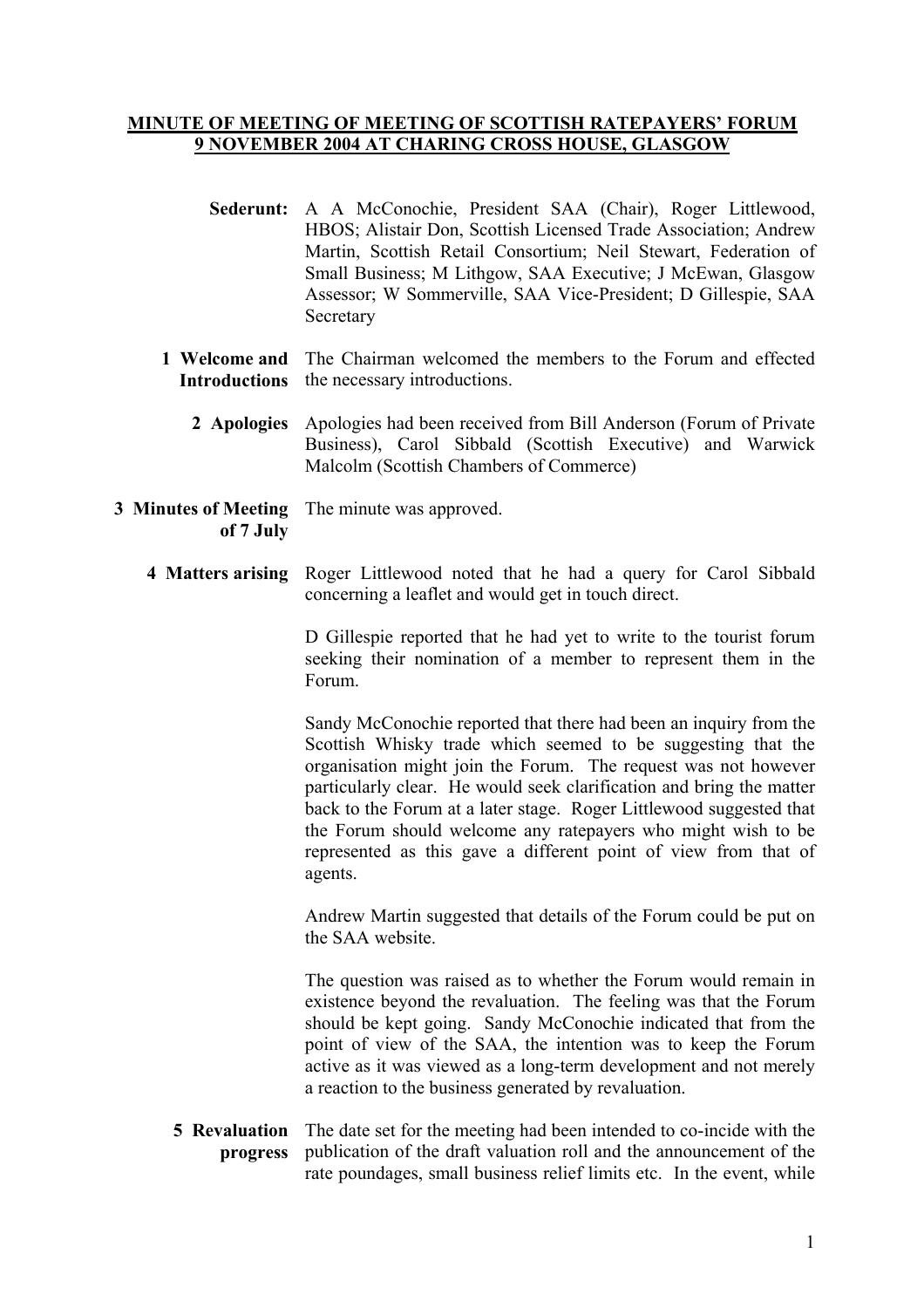**MINUTE OF MEETING OF MEETING OF SCOTTISH RATEPAYERS' FORUM 9 NOVEMBER 2004 AT CHARING CROSS HOUSE, GLASGOW**

**Sederunt:** A A McConochie, President SAA (Chair), Roger Littlewood, HBOS; Alistair Don, Scottish Licensed Trade Association; Andrew Martin, Scottish Retail Consortium; Neil Stewart, Federation of Small Business; M Lithgow, SAA Executive; J McEwan, Glasgow Assessor; W Sommerville, SAA Vice-President; D Gillespie, SAA Secretary

**1 Welcome and Introductions**

The Chairman welcomed the members to the Forum and effected the necessary introductions.

**2 Apologies**

Apologies had been received from Bill Anderson (Forum of Private Business), Carol Sibbald (Scottish Executive) and Warwick Malcolm (Scottish Chambers of Commerce)

**3 Minutes of Meeting of 7 July**

The minute was approved.

**4 Matters arising**

Roger Littlewood noted that he had a query for Carol Sibbald concerning a leaflet and would get in touch direct.

D Gillespie reported that he had yet to write to the tourist forum seeking their nomination of a member to represent them in the Forum.

Sandy McConochie reported that there had been an inquiry from the Scottish Whisky trade which seemed to be suggesting that the organisation might join the Forum. The request was not however particularly clear. He would seek clarification and bring the matter back to the Forum at a later stage. Roger Littlewood suggested that the Forum should welcome any ratepayers who might wish to be represented as this gave a different point of view from that of agents.

Andrew Martin suggested that details of the Forum could be put on the SAA website.

The question was raised as to whether the Forum would remain in existence beyond the revaluation. The feeling was that the Forum should be kept going. Sandy McConochie indicated that from the point of view of the SAA, the intention was to keep the Forum active as it was viewed as a long-term development and not merely a reaction to the business generated by revaluation.

**5 Revaluation progress**

The date set for the meeting had been intended to co-incide with the publication of the draft valuation roll and the announcement of the rate poundages, small business relief limits etc. In the event, while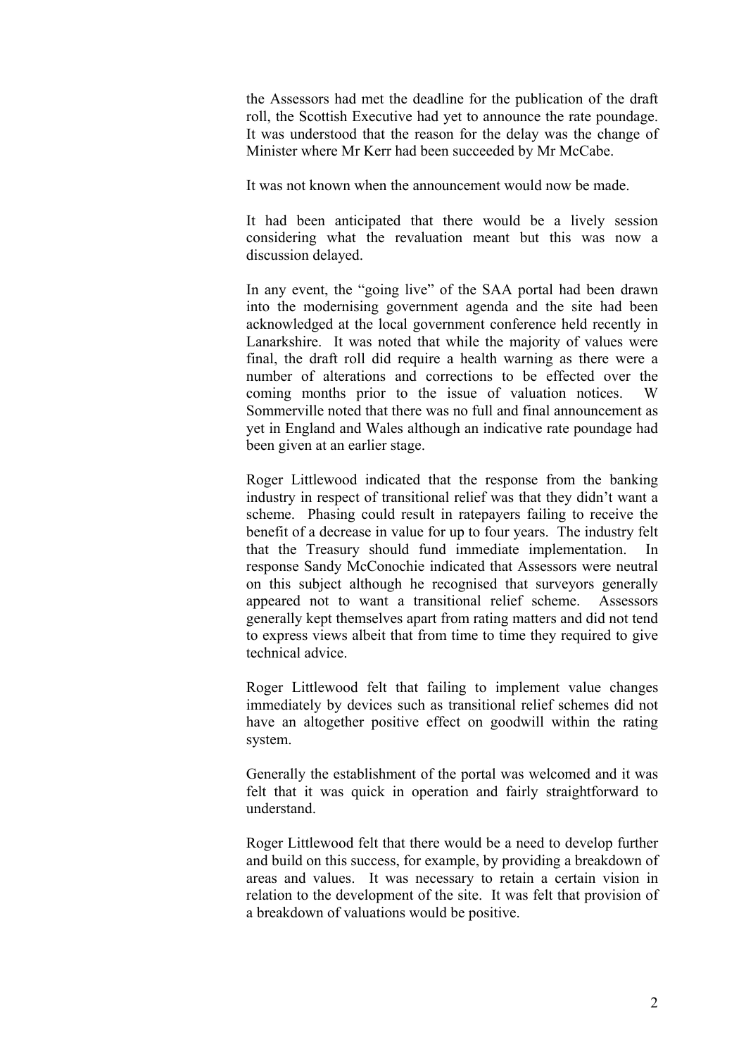the Assessors had met the deadline for the publication of the draft roll, the Scottish Executive had yet to announce the rate poundage. It was understood that the reason for the delay was the change of Minister where Mr Kerr had been succeeded by Mr McCabe.

It was not known when the announcement would now be made.

It had been anticipated that there would be a lively session considering what the revaluation meant but this was now a discussion delayed.

In any event, the "going live" of the SAA portal had been drawn into the modernising government agenda and the site had been acknowledged at the local government conference held recently in Lanarkshire. It was noted that while the majority of values were final, the draft roll did require a health warning as there were a number of alterations and corrections to be effected over the coming months prior to the issue of valuation notices. W Sommerville noted that there was no full and final announcement as yet in England and Wales although an indicative rate poundage had been given at an earlier stage.

Roger Littlewood indicated that the response from the banking industry in respect of transitional relief was that they didn't want a scheme. Phasing could result in ratepayers failing to receive the benefit of a decrease in value for up to four years. The industry felt that the Treasury should fund immediate implementation. In response Sandy McConochie indicated that Assessors were neutral on this subject although he recognised that surveyors generally appeared not to want a transitional relief scheme. Assessors generally kept themselves apart from rating matters and did not tend to express views albeit that from time to time they required to give technical advice.

Roger Littlewood felt that failing to implement value changes immediately by devices such as transitional relief schemes did not have an altogether positive effect on goodwill within the rating system.

Generally the establishment of the portal was welcomed and it was felt that it was quick in operation and fairly straightforward to understand.

Roger Littlewood felt that there would be a need to develop further and build on this success, for example, by providing a breakdown of areas and values. It was necessary to retain a certain vision in relation to the development of the site. It was felt that provision of a breakdown of valuations would be positive.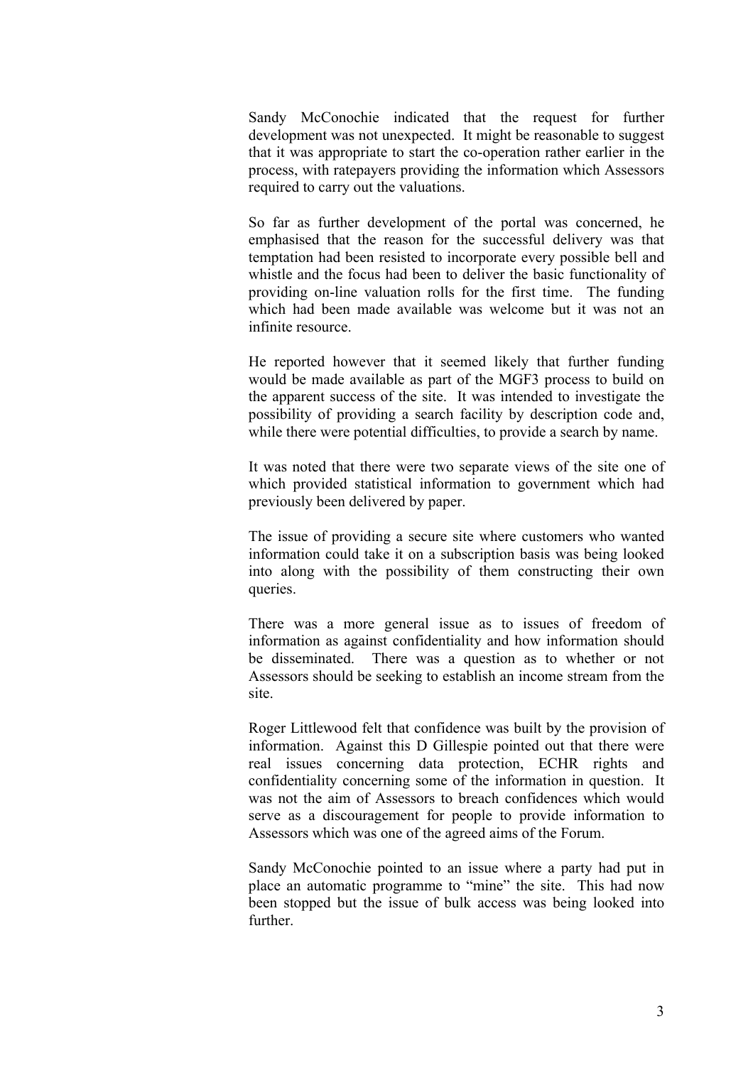Sandy McConochie indicated that the request for further development was not unexpected. It might be reasonable to suggest that it was appropriate to start the co-operation rather earlier in the process, with ratepayers providing the information which Assessors required to carry out the valuations.

So far as further development of the portal was concerned, he emphasised that the reason for the successful delivery was that temptation had been resisted to incorporate every possible bell and whistle and the focus had been to deliver the basic functionality of providing on-line valuation rolls for the first time. The funding which had been made available was welcome but it was not an infinite resource.

He reported however that it seemed likely that further funding would be made available as part of the MGF3 process to build on the apparent success of the site. It was intended to investigate the possibility of providing a search facility by description code and, while there were potential difficulties, to provide a search by name.

It was noted that there were two separate views of the site one of which provided statistical information to government which had previously been delivered by paper.

The issue of providing a secure site where customers who wanted information could take it on a subscription basis was being looked into along with the possibility of them constructing their own queries.

There was a more general issue as to issues of freedom of information as against confidentiality and how information should be disseminated. There was a question as to whether or not Assessors should be seeking to establish an income stream from the site.

Roger Littlewood felt that confidence was built by the provision of information. Against this D Gillespie pointed out that there were real issues concerning data protection, ECHR rights and confidentiality concerning some of the information in question. It was not the aim of Assessors to breach confidences which would serve as a discouragement for people to provide information to Assessors which was one of the agreed aims of the Forum.

Sandy McConochie pointed to an issue where a party had put in place an automatic programme to "mine" the site. This had now been stopped but the issue of bulk access was being looked into further.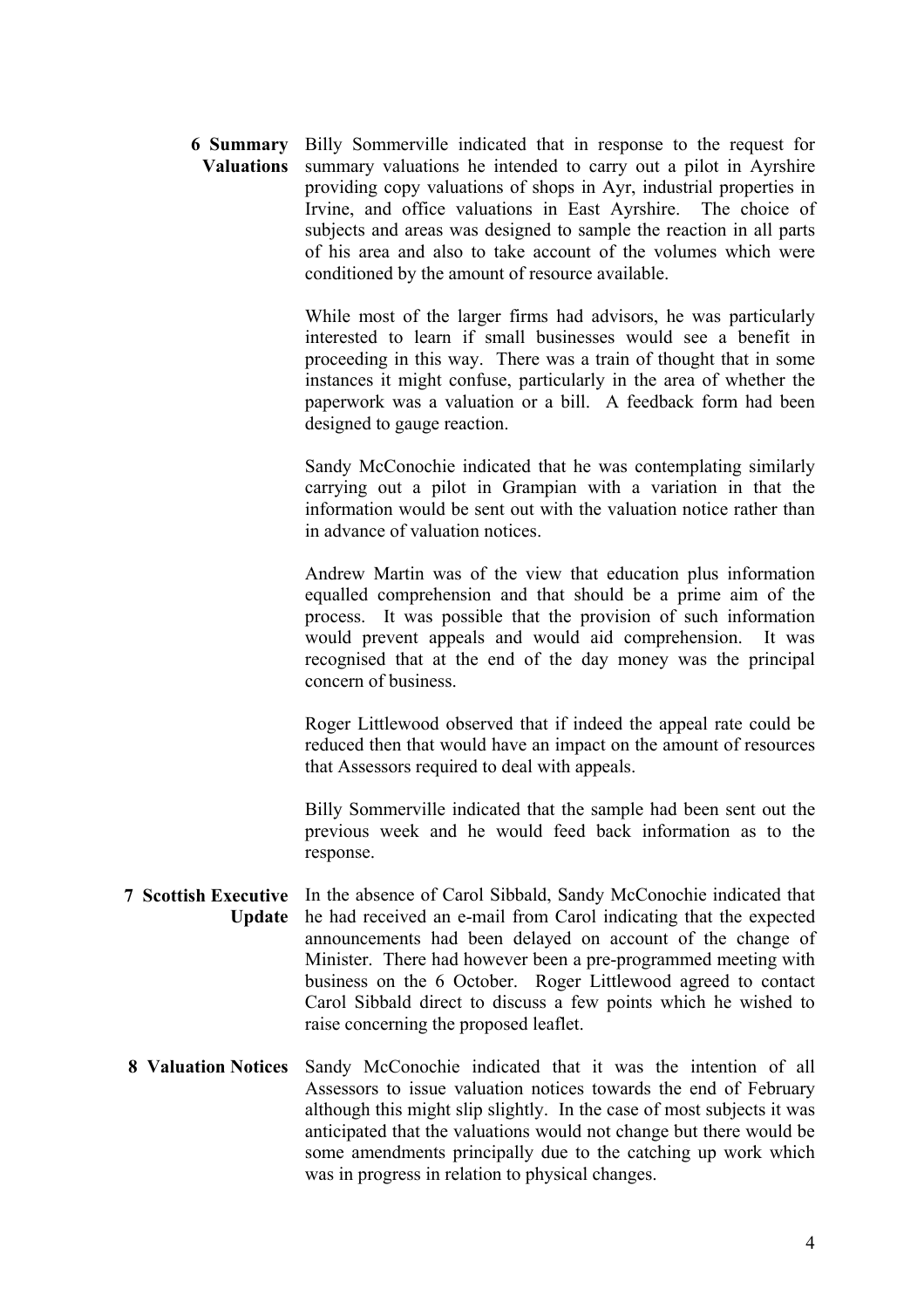**6 Summary Valuations**

Billy Sommerville indicated that in response to the request for summary valuations he intended to carry out a pilot in Ayrshire providing copy valuations of shops in Ayr, industrial properties in Irvine, and office valuations in East Ayrshire. The choice of subjects and areas was designed to sample the reaction in all parts of his area and also to take account of the volumes which were conditioned by the amount of resource available.

While most of the larger firms had advisors, he was particularly interested to learn if small businesses would see a benefit in proceeding in this way. There was a train of thought that in some instances it might confuse, particularly in the area of whether the paperwork was a valuation or a bill. A feedback form had been designed to gauge reaction.

Sandy McConochie indicated that he was contemplating similarly carrying out a pilot in Grampian with a variation in that the information would be sent out with the valuation notice rather than in advance of valuation notices.

Andrew Martin was of the view that education plus information equalled comprehension and that should be a prime aim of the process. It was possible that the provision of such information would prevent appeals and would aid comprehension. It was recognised that at the end of the day money was the principal concern of business.

Roger Littlewood observed that if indeed the appeal rate could be reduced then that would have an impact on the amount of resources that Assessors required to deal with appeals.

Billy Sommerville indicated that the sample had been sent out the previous week and he would feed back information as to the response.

**7 Scottish Executive Update**

In the absence of Carol Sibbald, Sandy McConochie indicated that he had received an e-mail from Carol indicating that the expected announcements had been delayed on account of the change of Minister. There had however been a pre-programmed meeting with business on the 6 October. Roger Littlewood agreed to contact Carol Sibbald direct to discuss a few points which he wished to raise concerning the proposed leaflet.

**8 Valuation Notices**

Sandy McConochie indicated that it was the intention of all Assessors to issue valuation notices towards the end of February although this might slip slightly. In the case of most subjects it was anticipated that the valuations would not change but there would be some amendments principally due to the catching up work which was in progress in relation to physical changes.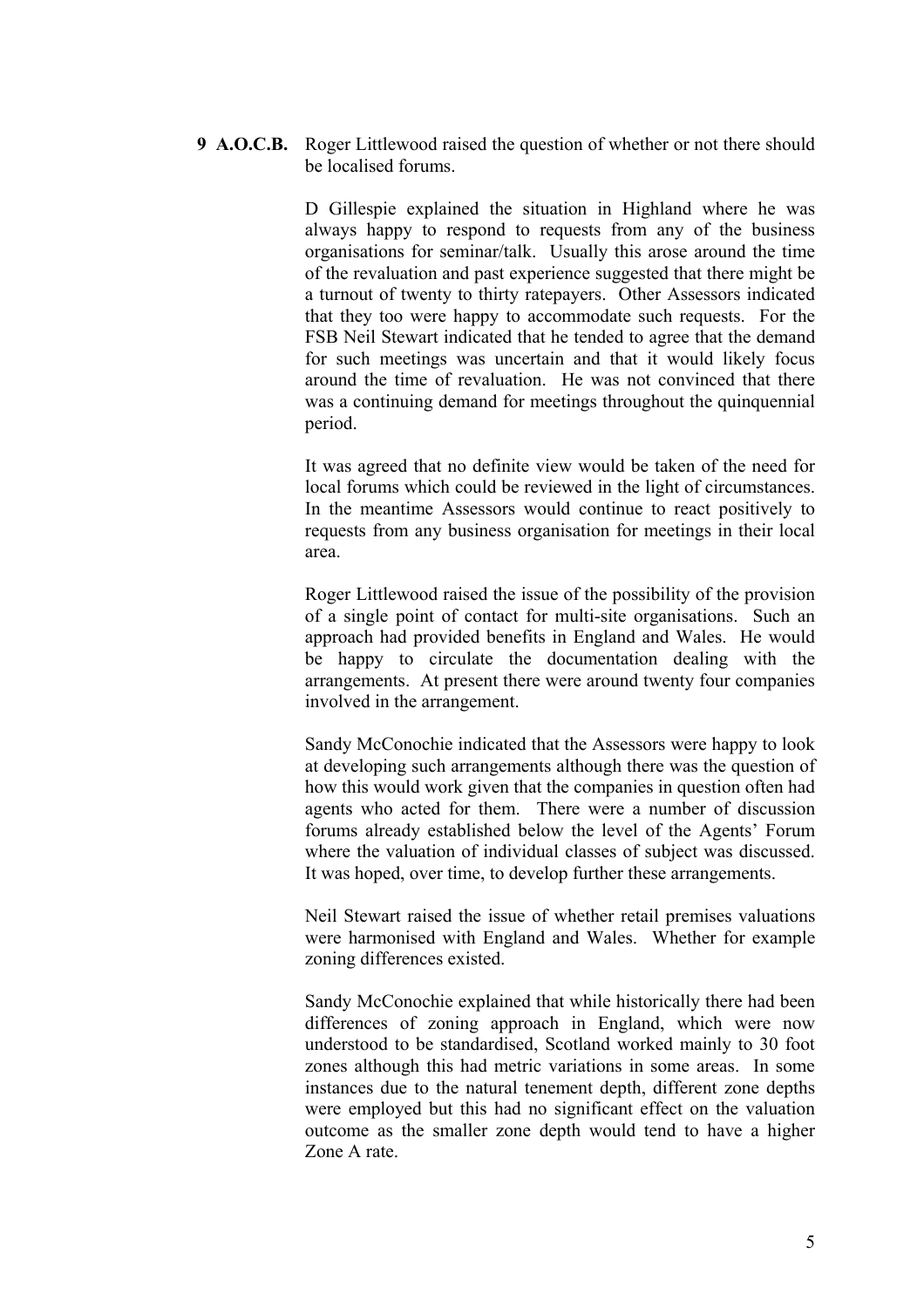**9 A.O.C.B.** Roger Littlewood raised the question of whether or not there should be localised forums.

D Gillespie explained the situation in Highland where he was always happy to respond to requests from any of the business organisations for seminar/talk. Usually this arose around the time of the revaluation and past experience suggested that there might be a turnout of twenty to thirty ratepayers. Other Assessors indicated that they too were happy to accommodate such requests. For the FSB Neil Stewart indicated that he tended to agree that the demand for such meetings was uncertain and that it would likely focus around the time of revaluation. He was not convinced that there was a continuing demand for meetings throughout the quinquennial period.

It was agreed that no definite view would be taken of the need for local forums which could be reviewed in the light of circumstances. In the meantime Assessors would continue to react positively to requests from any business organisation for meetings in their local area.

Roger Littlewood raised the issue of the possibility of the provision of a single point of contact for multi-site organisations. Such an approach had provided benefits in England and Wales. He would be happy to circulate the documentation dealing with the arrangements. At present there were around twenty four companies involved in the arrangement.

Sandy McConochie indicated that the Assessors were happy to look at developing such arrangements although there was the question of how this would work given that the companies in question often had agents who acted for them. There were a number of discussion forums already established below the level of the Agents' Forum where the valuation of individual classes of subject was discussed. It was hoped, over time, to develop further these arrangements.

Neil Stewart raised the issue of whether retail premises valuations were harmonised with England and Wales. Whether for example zoning differences existed.

Sandy McConochie explained that while historically there had been differences of zoning approach in England, which were now understood to be standardised, Scotland worked mainly to 30 foot zones although this had metric variations in some areas. In some instances due to the natural tenement depth, different zone depths were employed but this had no significant effect on the valuation outcome as the smaller zone depth would tend to have a higher Zone A rate.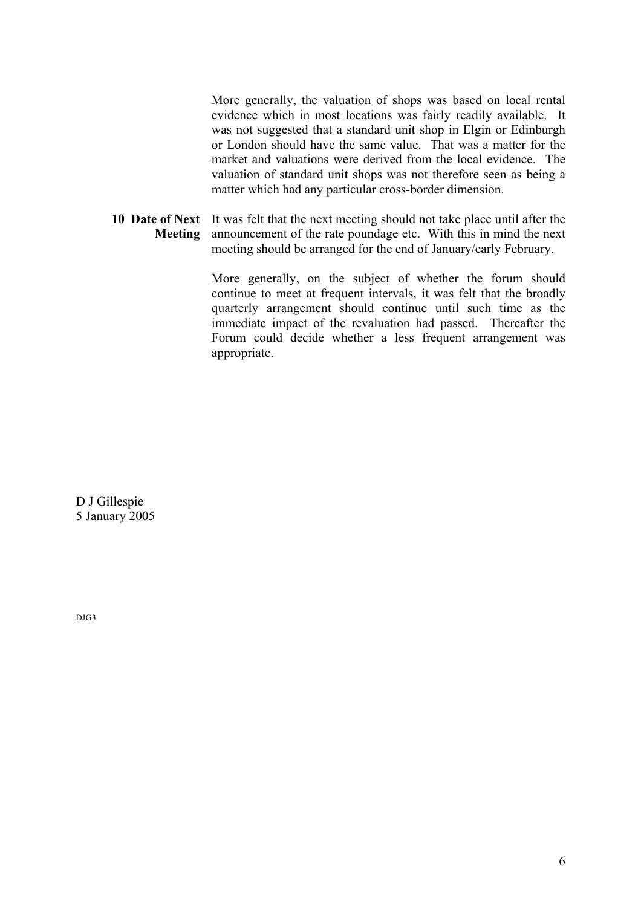More generally, the valuation of shops was based on local rental evidence which in most locations was fairly readily available. It was not suggested that a standard unit shop in Elgin or Edinburgh or London should have the same value. That was a matter for the market and valuations were derived from the local evidence. The valuation of standard unit shops was not therefore seen as being a matter which had any particular cross-border dimension.

**10 Date of Next Meeting**

It was felt that the next meeting should not take place until after the announcement of the rate poundage etc. With this in mind the next meeting should be arranged for the end of January/early February.

More generally, on the subject of whether the forum should continue to meet at frequent intervals, it was felt that the broadly quarterly arrangement should continue until such time as the immediate impact of the revaluation had passed. Thereafter the Forum could decide whether a less frequent arrangement was appropriate.

D J Gillespie
5 January 2005

DJG3